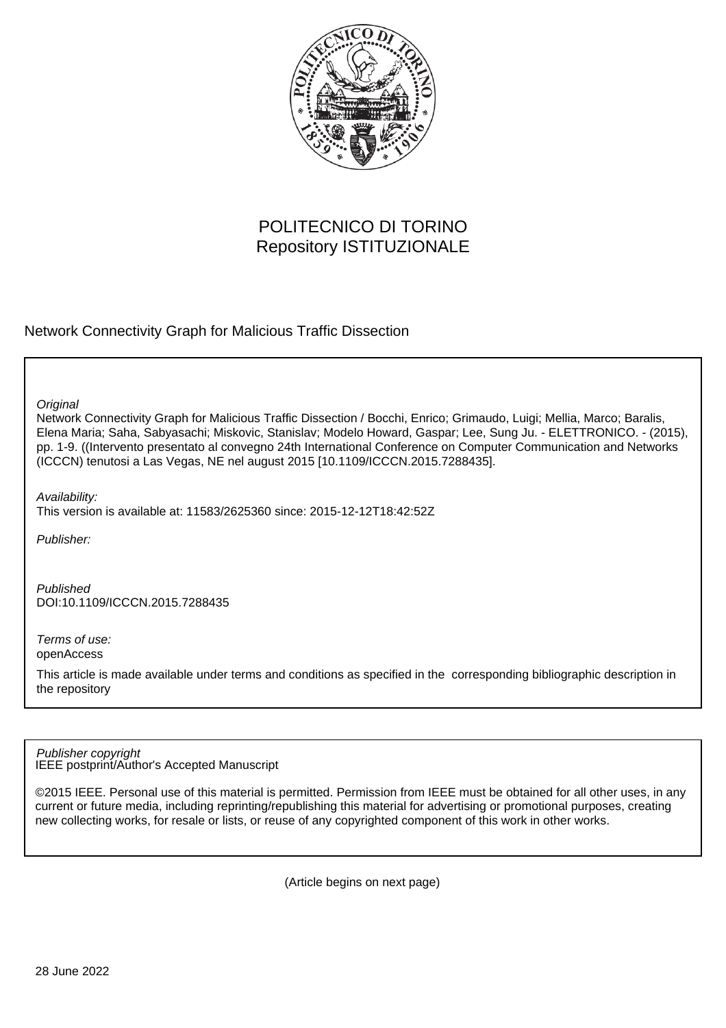POLITECNICO DI TORINO
Repository ISTITUZIONALE

Network Connectivity Graph for Malicious Traffic Dissection

*Original*
Network Connectivity Graph for Malicious Traffic Dissection / Bocchi, Enrico; Grimaudo, Luigi; Mellia, Marco; Baralis, Elena Maria; Saha, Sabyasachi; Miskovic, Stanislav; Modelo Howard, Gaspar; Lee, Sung Ju. - ELETTRONICO. - (2015), pp. 1-9. ((Intervento presentato al convegno 24th International Conference on Computer Communication and Networks (ICCCN) tenutosi a Las Vegas, NE nel august 2015 [10.1109/ICCCN.2015.7288435].

*Availability:*
This version is available at: 11583/2625360 since: 2015-12-12T18:42:52Z

*Publisher:*

*Published*
DOI:10.1109/ICCCN.2015.7288435

*Terms of use:*
openAccess

This article is made available under terms and conditions as specified in the corresponding bibliographic description in the repository

*Publisher copyright*
IEEE postprint/Author's Accepted Manuscript

©2015 IEEE. Personal use of this material is permitted. Permission from IEEE must be obtained for all other uses, in any current or future media, including reprinting/republishing this material for advertising or promotional purposes, creating new collecting works, for resale or lists, or reuse of any copyrighted component of this work in other works.

(Article begins on next page)

28 June 2022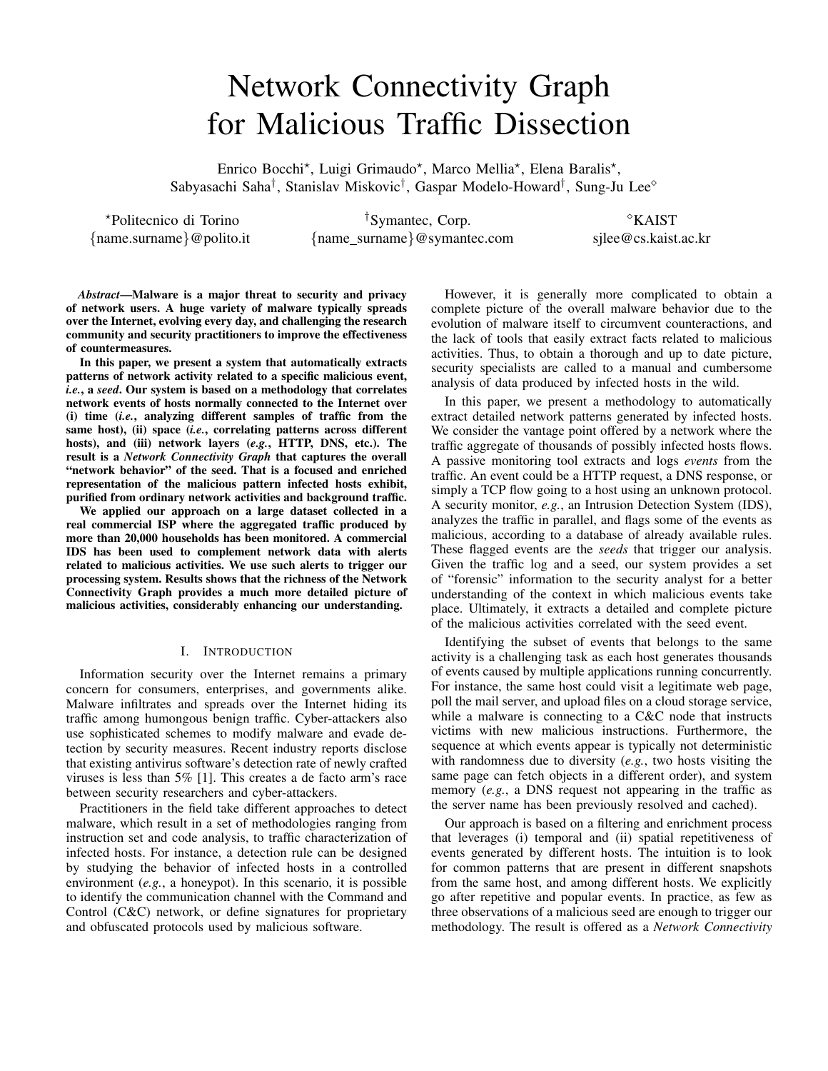# Network Connectivity Graph for Malicious Traffic Dissection

Enrico Bocchi*, Luigi Grimaudo*, Marco Mellia*, Elena Baralis*,
Sabyasachi Saha†, Stanislav Miskovic†, Gaspar Modelo-Howard†, Sung-Ju Lee◇

*Politecnico di Torino
{name.surname}@polito.it

†Symantec, Corp.
{name_surname}@symantec.com

◇KAIST
sjlee@cs.kaist.ac.kr

***Abstract*—Malware is a major threat to security and privacy of network users. A huge variety of malware typically spreads over the Internet, evolving every day, and challenging the research community and security practitioners to improve the effectiveness of countermeasures.**

**In this paper, we present a system that automatically extracts patterns of network activity related to a specific malicious event, *i.e.*, a *seed*. Our system is based on a methodology that correlates network events of hosts normally connected to the Internet over (i) time (*i.e.*, analyzing different samples of traffic from the same host), (ii) space (*i.e.*, correlating patterns across different hosts), and (iii) network layers (*e.g.*, HTTP, DNS, etc.). The result is a *Network Connectivity Graph* that captures the overall "network behavior" of the seed. That is a focused and enriched representation of the malicious pattern infected hosts exhibit, purified from ordinary network activities and background traffic.**

**We applied our approach on a large dataset collected in a real commercial ISP where the aggregated traffic produced by more than 20,000 households has been monitored. A commercial IDS has been used to complement network data with alerts related to malicious activities. We use such alerts to trigger our processing system. Results shows that the richness of the Network Connectivity Graph provides a much more detailed picture of malicious activities, considerably enhancing our understanding.**

## I. Introduction

Information security over the Internet remains a primary concern for consumers, enterprises, and governments alike. Malware infiltrates and spreads over the Internet hiding its traffic among humongous benign traffic. Cyber-attackers also use sophisticated schemes to modify malware and evade detection by security measures. Recent industry reports disclose that existing antivirus software's detection rate of newly crafted viruses is less than 5% [1]. This creates a de facto arm's race between security researchers and cyber-attackers.

Practitioners in the field take different approaches to detect malware, which result in a set of methodologies ranging from instruction set and code analysis, to traffic characterization of infected hosts. For instance, a detection rule can be designed by studying the behavior of infected hosts in a controlled environment (*e.g.*, a honeypot). In this scenario, it is possible to identify the communication channel with the Command and Control (C&C) network, or define signatures for proprietary and obfuscated protocols used by malicious software.

However, it is generally more complicated to obtain a complete picture of the overall malware behavior due to the evolution of malware itself to circumvent counteractions, and the lack of tools that easily extract facts related to malicious activities. Thus, to obtain a thorough and up to date picture, security specialists are called to a manual and cumbersome analysis of data produced by infected hosts in the wild.

In this paper, we present a methodology to automatically extract detailed network patterns generated by infected hosts. We consider the vantage point offered by a network where the traffic aggregate of thousands of possibly infected hosts flows. A passive monitoring tool extracts and logs *events* from the traffic. An event could be a HTTP request, a DNS response, or simply a TCP flow going to a host using an unknown protocol. A security monitor, *e.g.*, an Intrusion Detection System (IDS), analyzes the traffic in parallel, and flags some of the events as malicious, according to a database of already available rules. These flagged events are the *seeds* that trigger our analysis. Given the traffic log and a seed, our system provides a set of "forensic" information to the security analyst for a better understanding of the context in which malicious events take place. Ultimately, it extracts a detailed and complete picture of the malicious activities correlated with the seed event.

Identifying the subset of events that belongs to the same activity is a challenging task as each host generates thousands of events caused by multiple applications running concurrently. For instance, the same host could visit a legitimate web page, poll the mail server, and upload files on a cloud storage service, while a malware is connecting to a C&C node that instructs victims with new malicious instructions. Furthermore, the sequence at which events appear is typically not deterministic with randomness due to diversity (*e.g.*, two hosts visiting the same page can fetch objects in a different order), and system memory (*e.g.*, a DNS request not appearing in the traffic as the server name has been previously resolved and cached).

Our approach is based on a filtering and enrichment process that leverages (i) temporal and (ii) spatial repetitiveness of events generated by different hosts. The intuition is to look for common patterns that are present in different snapshots from the same host, and among different hosts. We explicitly go after repetitive and popular events. In practice, as few as three observations of a malicious seed are enough to trigger our methodology. The result is offered as a *Network Connectivity*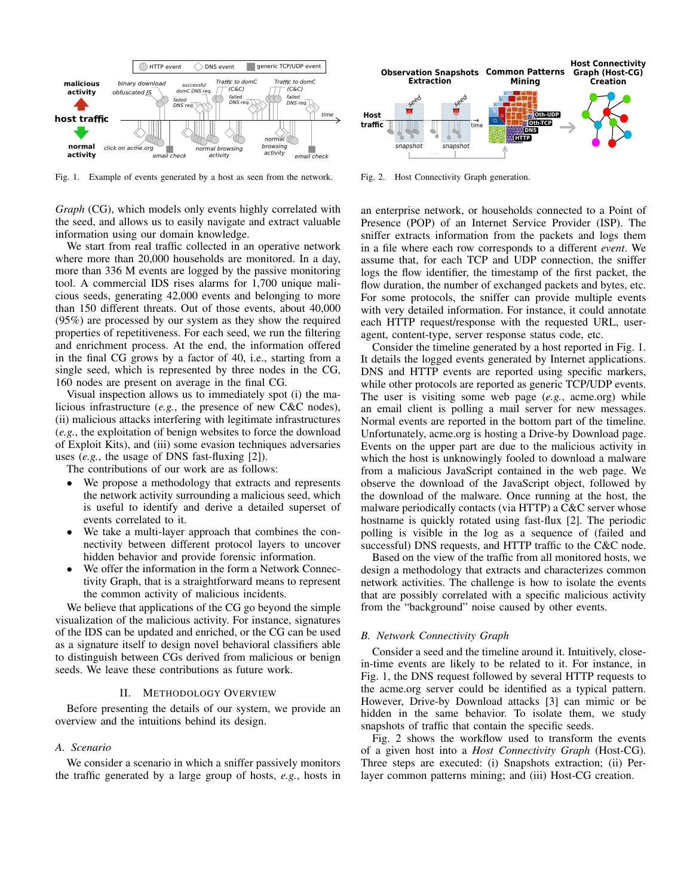Fig. 1. Example of events generated by a host as seen from the network.

Fig. 2. Host Connectivity Graph generation.

*Graph* (CG), which models only events highly correlated with the seed, and allows us to easily navigate and extract valuable information using our domain knowledge.

We start from real traffic collected in an operative network where more than 20,000 households are monitored. In a day, more than 336 M events are logged by the passive monitoring tool. A commercial IDS rises alarms for 1,700 unique malicious seeds, generating 42,000 events and belonging to more than 150 different threats. Out of those events, about 40,000 (95%) are processed by our system as they show the required properties of repetitiveness. For each seed, we run the filtering and enrichment process. At the end, the information offered in the final CG grows by a factor of 40, i.e., starting from a single seed, which is represented by three nodes in the CG, 160 nodes are present on average in the final CG.

Visual inspection allows us to immediately spot (i) the malicious infrastructure (*e.g.*, the presence of new C&C nodes), (ii) malicious attacks interfering with legitimate infrastructures (*e.g.*, the exploitation of benign websites to force the download of Exploit Kits), and (iii) some evasion techniques adversaries uses (*e.g.*, the usage of DNS fast-fluxing [2]).

The contributions of our work are as follows:

- We propose a methodology that extracts and represents the network activity surrounding a malicious seed, which is useful to identify and derive a detailed superset of events correlated to it.
- We take a multi-layer approach that combines the connectivity between different protocol layers to uncover hidden behavior and provide forensic information.
- We offer the information in the form a Network Connectivity Graph, that is a straightforward means to represent the common activity of malicious incidents.

We believe that applications of the CG go beyond the simple visualization of the malicious activity. For instance, signatures of the IDS can be updated and enriched, or the CG can be used as a signature itself to design novel behavioral classifiers able to distinguish between CGs derived from malicious or benign seeds. We leave these contributions as future work.

## II. Methodology Overview

Before presenting the details of our system, we provide an overview and the intuitions behind its design.

### A. Scenario

We consider a scenario in which a sniffer passively monitors the traffic generated by a large group of hosts, *e.g.*, hosts in an enterprise network, or households connected to a Point of Presence (POP) of an Internet Service Provider (ISP). The sniffer extracts information from the packets and logs them in a file where each row corresponds to a different *event*. We assume that, for each TCP and UDP connection, the sniffer logs the flow identifier, the timestamp of the first packet, the flow duration, the number of exchanged packets and bytes, etc. For some protocols, the sniffer can provide multiple events with very detailed information. For instance, it could annotate each HTTP request/response with the requested URL, user-agent, content-type, server response status code, etc.

Consider the timeline generated by a host reported in Fig. 1. It details the logged events generated by Internet applications. DNS and HTTP events are reported using specific markers, while other protocols are reported as generic TCP/UDP events. The user is visiting some web page (*e.g.*, acme.org) while an email client is polling a mail server for new messages. Normal events are reported in the bottom part of the timeline. Unfortunately, acme.org is hosting a Drive-by Download page. Events on the upper part are due to the malicious activity in which the host is unknowingly fooled to download a malware from a malicious JavaScript contained in the web page. We observe the download of the JavaScript object, followed by the download of the malware. Once running at the host, the malware periodically contacts (via HTTP) a C&C server whose hostname is quickly rotated using fast-flux [2]. The periodic polling is visible in the log as a sequence of (failed and successful) DNS requests, and HTTP traffic to the C&C node.

Based on the view of the traffic from all monitored hosts, we design a methodology that extracts and characterizes common network activities. The challenge is how to isolate the events that are possibly correlated with a specific malicious activity from the "background" noise caused by other events.

### B. Network Connectivity Graph

Consider a seed and the timeline around it. Intuitively, close-in-time events are likely to be related to it. For instance, in Fig. 1, the DNS request followed by several HTTP requests to the acme.org server could be identified as a typical pattern. However, Drive-by Download attacks [3] can mimic or be hidden in the same behavior. To isolate them, we study snapshots of traffic that contain the specific seeds.

Fig. 2 shows the workflow used to transform the events of a given host into a *Host Connectivity Graph* (Host-CG). Three steps are executed: (i) Snapshots extraction; (ii) Per-layer common patterns mining; and (iii) Host-CG creation.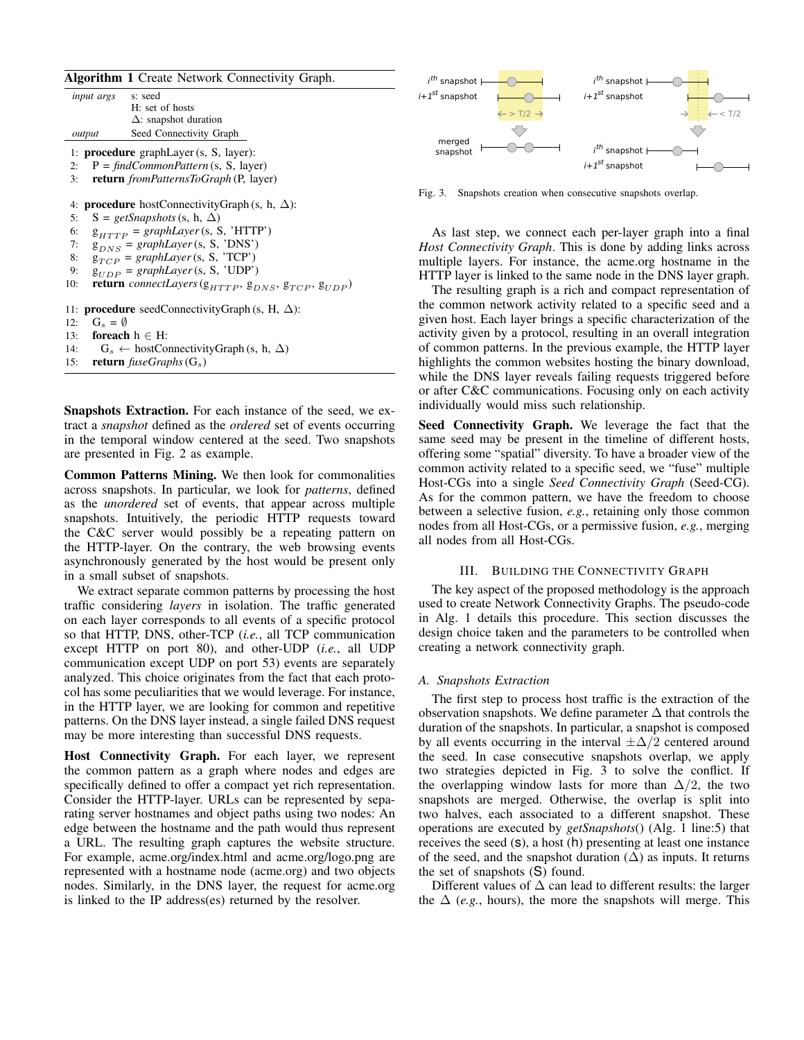**Algorithm 1** Create Network Connectivity Graph.

| | |
|---|---|
| *input args* | s: seed |
| | H: set of hosts |
| | $\Delta$: snapshot duration |
| *output* | Seed Connectivity Graph |

```
1: procedure graphLayer (s, S, layer):
2:   P = findCommonPattern (s, S, layer)
3:   return fromPatternsToGraph (P, layer)

4: procedure hostConnectivityGraph (s, h, Δ):
5:   S = getSnapshots (s, h, Δ)
6:   g_HTTP = graphLayer (s, S, 'HTTP')
7:   g_DNS = graphLayer (s, S, 'DNS')
8:   g_TCP = graphLayer (s, S, 'TCP')
9:   g_UDP = graphLayer (s, S, 'UDP')
10:  return connectLayers (g_HTTP, g_DNS, g_TCP, g_UDP)

11: procedure seedConnectivityGraph (s, H, Δ):
12:   G_s = ∅
13:   foreach h ∈ H:
14:     G_s ← hostConnectivityGraph (s, h, Δ)
15:   return fuseGraphs (G_s)
```

**Snapshots Extraction.** For each instance of the seed, we extract a *snapshot* defined as the *ordered* set of events occurring in the temporal window centered at the seed. Two snapshots are presented in Fig. 2 as example.

**Common Patterns Mining.** We then look for commonalities across snapshots. In particular, we look for *patterns*, defined as the *unordered* set of events, that appear across multiple snapshots. Intuitively, the periodic HTTP requests toward the C&C server would possibly be a repeating pattern on the HTTP-layer. On the contrary, the web browsing events asynchronously generated by the host would be present only in a small subset of snapshots.

We extract separate common patterns by processing the host traffic considering *layers* in isolation. The traffic generated on each layer corresponds to all events of a specific protocol so that HTTP, DNS, other-TCP (*i.e.*, all TCP communication except HTTP on port 80), and other-UDP (*i.e.*, all UDP communication except UDP on port 53) events are separately analyzed. This choice originates from the fact that each protocol has some peculiarities that we would leverage. For instance, in the HTTP layer, we are looking for common and repetitive patterns. On the DNS layer instead, a single failed DNS request may be more interesting than successful DNS requests.

**Host Connectivity Graph.** For each layer, we represent the common pattern as a graph where nodes and edges are specifically defined to offer a compact yet rich representation. Consider the HTTP-layer. URLs can be represented by separating server hostnames and object paths using two nodes: An edge between the hostname and the path would thus represent a URL. The resulting graph captures the website structure. For example, acme.org/index.html and acme.org/logo.png are represented with a hostname node (acme.org) and two objects nodes. Similarly, in the DNS layer, the request for acme.org is linked to the IP address(es) returned by the resolver.

Fig. 3. Snapshots creation when consecutive snapshots overlap.

As last step, we connect each per-layer graph into a final *Host Connectivity Graph*. This is done by adding links across multiple layers. For instance, the acme.org hostname in the HTTP layer is linked to the same node in the DNS layer graph.

The resulting graph is a rich and compact representation of the common network activity related to a specific seed and a given host. Each layer brings a specific characterization of the activity given by a protocol, resulting in an overall integration of common patterns. In the previous example, the HTTP layer highlights the common websites hosting the binary download, while the DNS layer reveals failing requests triggered before or after C&C communications. Focusing only on each activity individually would miss such relationship.

**Seed Connectivity Graph.** We leverage the fact that the same seed may be present in the timeline of different hosts, offering some "spatial" diversity. To have a broader view of the common activity related to a specific seed, we "fuse" multiple Host-CGs into a single *Seed Connectivity Graph* (Seed-CG). As for the common pattern, we have the freedom to choose between a selective fusion, *e.g.*, retaining only those common nodes from all Host-CGs, or a permissive fusion, *e.g.*, merging all nodes from all Host-CGs.

## III. Building the Connectivity Graph

The key aspect of the proposed methodology is the approach used to create Network Connectivity Graphs. The pseudo-code in Alg. 1 details this procedure. This section discusses the design choice taken and the parameters to be controlled when creating a network connectivity graph.

### A. Snapshots Extraction

The first step to process host traffic is the extraction of the observation snapshots. We define parameter $\Delta$ that controls the duration of the snapshots. In particular, a snapshot is composed by all events occurring in the interval $\pm\Delta/2$ centered around the seed. In case consecutive snapshots overlap, we apply two strategies depicted in Fig. 3 to solve the conflict. If the overlapping window lasts for more than $\Delta/2$, the two snapshots are merged. Otherwise, the overlap is split into two halves, each associated to a different snapshot. These operations are executed by *getSnapshots*() (Alg. 1 line:5) that receives the seed (s), a host (h) presenting at least one instance of the seed, and the snapshot duration ($\Delta$) as inputs. It returns the set of snapshots (S) found.

Different values of $\Delta$ can lead to different results: the larger the $\Delta$ (*e.g.*, hours), the more the snapshots will merge. This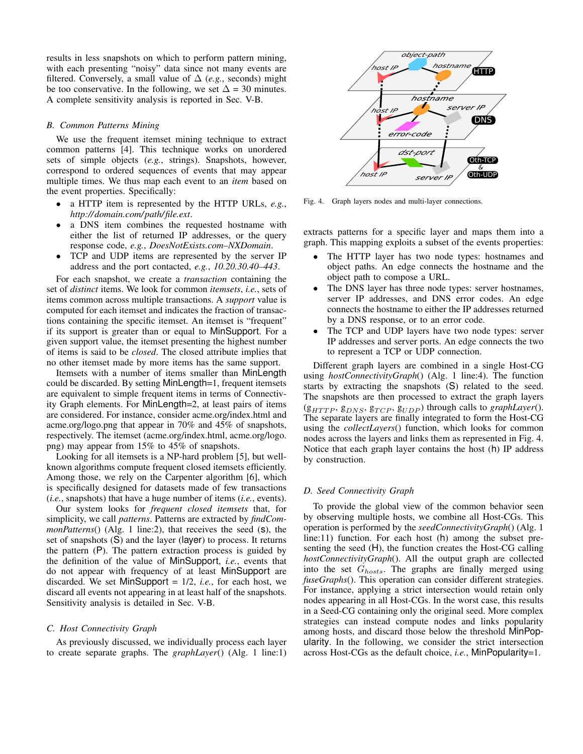results in less snapshots on which to perform pattern mining, with each presenting "noisy" data since not many events are filtered. Conversely, a small value of $\Delta$ (*e.g.*, seconds) might be too conservative. In the following, we set $\Delta$ = 30 minutes. A complete sensitivity analysis is reported in Sec. V-B.

### *B. Common Patterns Mining*

We use the frequent itemset mining technique to extract common patterns [4]. This technique works on unordered sets of simple objects (*e.g.*, strings). Snapshots, however, correspond to ordered sequences of events that may appear multiple times. We thus map each event to an *item* based on the event properties. Specifically:

- a HTTP item is represented by the HTTP URLs, *e.g.*, *http://domain.com/path/file.ext*.
- a DNS item combines the requested hostname with either the list of returned IP addresses, or the query response code, *e.g.*, *DoesNotExists.com–NXDomain*.
- TCP and UDP items are represented by the server IP address and the port contacted, *e.g.*, *10.20.30.40–443*.

For each snapshot, we create a *transaction* containing the set of *distinct* items. We look for common *itemsets*, *i.e.*, sets of items common across multiple transactions. A *support* value is computed for each itemset and indicates the fraction of transactions containing the specific itemset. An itemset is "frequent" if its support is greater than or equal to MinSupport. For a given support value, the itemset presenting the highest number of items is said to be *closed*. The closed attribute implies that no other itemset made by more items has the same support.

Itemsets with a number of items smaller than MinLength could be discarded. By setting MinLength=1, frequent itemsets are equivalent to simple frequent items in terms of Connectivity Graph elements. For MinLength=2, at least pairs of items are considered. For instance, consider acme.org/index.html and acme.org/logo.png that appear in 70% and 45% of snapshots, respectively. The itemset (acme.org/index.html, acme.org/logo.png) may appear from 15% to 45% of snapshots.

Looking for all itemsets is a NP-hard problem [5], but well-known algorithms compute frequent closed itemsets efficiently. Among those, we rely on the Carpenter algorithm [6], which is specifically designed for datasets made of few transactions (*i.e.*, snapshots) that have a huge number of items (*i.e.*, events).

Our system looks for *frequent closed itemsets* that, for simplicity, we call *patterns*. Patterns are extracted by *findCommonPatterns*() (Alg. 1 line:2), that receives the seed (s), the set of snapshots (S) and the layer (layer) to process. It returns the pattern (P). The pattern extraction process is guided by the definition of the value of MinSupport, *i.e.*, events that do not appear with frequency of at least MinSupport are discarded. We set MinSupport = 1/2, *i.e.*, for each host, we discard all events not appearing in at least half of the snapshots. Sensitivity analysis is detailed in Sec. V-B.

### *C. Host Connectivity Graph*

As previously discussed, we individually process each layer to create separate graphs. The *graphLayer*() (Alg. 1 line:1) extracts patterns for a specific layer and maps them into a graph. This mapping exploits a subset of the events properties:

- The HTTP layer has two node types: hostnames and object paths. An edge connects the hostname and the object path to compose a URL.
- The DNS layer has three node types: server hostnames, server IP addresses, and DNS error codes. An edge connects the hostname to either the IP addresses returned by a DNS response, or to an error code.
- The TCP and UDP layers have two node types: server IP addresses and server ports. An edge connects the two to represent a TCP or UDP connection.

Fig. 4. Graph layers nodes and multi-layer connections.

Different graph layers are combined in a single Host-CG using *hostConnectivityGraph*() (Alg. 1 line:4). The function starts by extracting the snapshots (S) related to the seed. The snapshots are then processed to extract the graph layers ($g_{HTTP}$, $g_{DNS}$, $g_{TCP}$, $g_{UDP}$) through calls to *graphLayer*(). The separate layers are finally integrated to form the Host-CG using the *collectLayers*() function, which looks for common nodes across the layers and links them as represented in Fig. 4. Notice that each graph layer contains the host (h) IP address by construction.

### *D. Seed Connectivity Graph*

To provide the global view of the common behavior seen by observing multiple hosts, we combine all Host-CGs. This operation is performed by the *seedConnectivityGraph*() (Alg. 1 line:11) function. For each host (h) among the subset presenting the seed (H), the function creates the Host-CG calling *hostConnectivityGraph*(). All the output graph are collected into the set $G_{hosts}$. The graphs are finally merged using *fuseGraphs*(). This operation can consider different strategies. For instance, applying a strict intersection would retain only nodes appearing in all Host-CGs. In the worst case, this results in a Seed-CG containing only the original seed. More complex strategies can instead compute nodes and links popularity among hosts, and discard those below the threshold MinPopularity. In the following, we consider the strict intersection across Host-CGs as the default choice, *i.e.*, MinPopularity=1.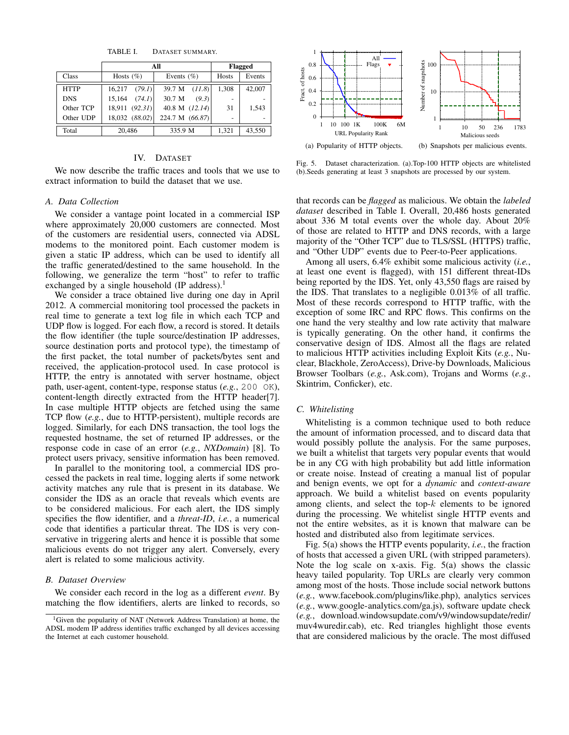TABLE I. DATASET SUMMARY.

| Class | All | | | | Flagged | |
|---|---|---|---|---|---|---|
| | Hosts (%) | | Events (%) | | Hosts | Events |
| HTTP | 16,217 | (79.1) | 39.7 M | (11.8) | 1,308 | 42,007 |
| DNS | 15,164 | (74.1) | 30.7 M | (9.3) | - | - |
| Other TCP | 18,911 | (92.31) | 40.8 M | (12.14) | 31 | 1,543 |
| Other UDP | 18,032 | (88.02) | 224.7 M | (66.87) | - | - |
| Total | 20,486 | | 335.9 M | | 1,321 | 43,550 |

## IV. DATASET

We now describe the traffic traces and tools that we use to extract information to build the dataset that we use.

### A. Data Collection

We consider a vantage point located in a commercial ISP where approximately 20,000 customers are connected. Most of the customers are residential users, connected via ADSL modems to the monitored point. Each customer modem is given a static IP address, which can be used to identify all the traffic generated/destined to the same household. In the following, we generalize the term "host" to refer to traffic exchanged by a single household (IP address).[1]

We consider a trace obtained live during one day in April 2012. A commercial monitoring tool processed the packets in real time to generate a text log file in which each TCP and UDP flow is logged. For each flow, a record is stored. It details the flow identifier (the tuple source/destination IP addresses, source destination ports and protocol type), the timestamp of the first packet, the total number of packets/bytes sent and received, the application-protocol used. In case protocol is HTTP, the entry is annotated with server hostname, object path, user-agent, content-type, response status (*e.g.*, `200 OK`), content-length directly extracted from the HTTP header[7]. In case multiple HTTP objects are fetched using the same TCP flow (*e.g.*, due to HTTP-persistent), multiple records are logged. Similarly, for each DNS transaction, the tool logs the requested hostname, the set of returned IP addresses, or the response code in case of an error (*e.g.*, *NXDomain*) [8]. To protect users privacy, sensitive information has been removed.

In parallel to the monitoring tool, a commercial IDS processed the packets in real time, logging alerts if some network activity matches any rule that is present in its database. We consider the IDS as an oracle that reveals which events are to be considered malicious. For each alert, the IDS simply specifies the flow identifier, and a *threat-ID*, *i.e.*, a numerical code that identifies a particular threat. The IDS is very conservative in triggering alerts and hence it is possible that some malicious events do not trigger any alert. Conversely, every alert is related to some malicious activity.

### B. Dataset Overview

We consider each record in the log as a different *event*. By matching the flow identifiers, alerts are linked to records, so that records can be *flagged* as malicious. We obtain the *labeled dataset* described in Table I. Overall, 20,486 hosts generated about 336 M total events over the whole day. About 20% of those are related to HTTP and DNS records, with a large majority of the "Other TCP" due to TLS/SSL (HTTPS) traffic, and "Other UDP" events due to Peer-to-Peer applications.

Among all users, 6.4% exhibit some malicious activity (*i.e.*, at least one event is flagged), with 151 different threat-IDs being reported by the IDS. Yet, only 43,550 flags are raised by the IDS. That translates to a negligible 0.013% of all traffic. Most of these records correspond to HTTP traffic, with the exception of some IRC and RPC flows. This confirms on the one hand the very stealthy and low rate activity that malware is typically generating. On the other hand, it confirms the conservative design of IDS. Almost all the flags are related to malicious HTTP activities including Exploit Kits (*e.g.*, Nuclear, Blackhole, ZeroAccess), Drive-by Downloads, Malicious Browser Toolbars (*e.g.*, Ask.com), Trojans and Worms (*e.g.*, Skintrim, Conficker), etc.

[1] Given the popularity of NAT (Network Address Translation) at home, the ADSL modem IP address identifies traffic exchanged by all devices accessing the Internet at each customer household.

Fract. of hosts
1
0.8
0.6
0.4
0.2
0
All
Flags
1 10 100 1K 100K 6M
URL Popularity Rank

(a) Popularity of HTTP objects.

Number of snapshots
100
10
1
1 10 50 236 1783
Malicious seeds

(b) Snapshots per malicious events.

Fig. 5. Dataset characterization. (a).Top-100 HTTP objects are whitelisted (b).Seeds generating at least 3 snapshots are processed by our system.

### C. Whitelisting

Whitelisting is a common technique used to both reduce the amount of information processed, and to discard data that would possibly pollute the analysis. For the same purposes, we built a whitelist that targets very popular events that would be in any CG with high probability but add little information or create noise. Instead of creating a manual list of popular and benign events, we opt for a *dynamic* and *context-aware* approach. We build a whitelist based on events popularity among clients, and select the top-$k$ elements to be ignored during the processing. We whitelist single HTTP events and not the entire websites, as it is known that malware can be hosted and distributed also from legitimate services.

Fig. 5(a) shows the HTTP events popularity, *i.e.*, the fraction of hosts that accessed a given URL (with stripped parameters). Note the log scale on x-axis. Fig. 5(a) shows the classic heavy tailed popularity. Top URLs are clearly very common among most of the hosts. Those include social network buttons (*e.g.*, www.facebook.com/plugins/like.php), analytics services (*e.g.*, www.google-analytics.com/ga.js), software update check (*e.g.*, download.windowsupdate.com/v9/windowsupdate/redir/muv4wuredir.cab), etc. Red triangles highlight those events that are considered malicious by the oracle. The most diffused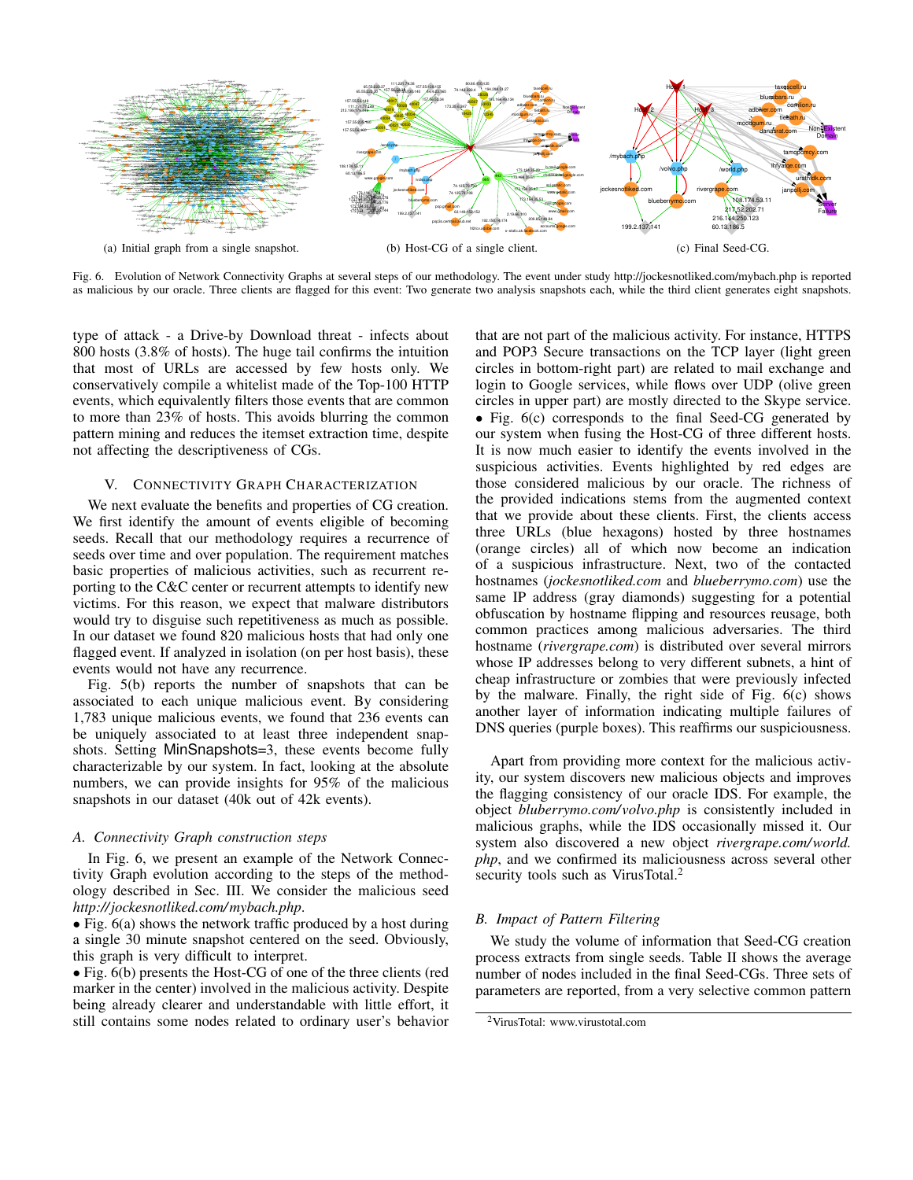(a) Initial graph from a single snapshot.

(b) Host-CG of a single client.

(c) Final Seed-CG.

Fig. 6. Evolution of Network Connectivity Graphs at several steps of our methodology. The event under study http://jockesnotliked.com/mybach.php is reported as malicious by our oracle. Three clients are flagged for this event: Two generate two analysis snapshots each, while the third client generates eight snapshots.

type of attack - a Drive-by Download threat - infects about 800 hosts (3.8% of hosts). The huge tail confirms the intuition that most of URLs are accessed by few hosts only. We conservatively compile a whitelist made of the Top-100 HTTP events, which equivalently filters those events that are common to more than 23% of hosts. This avoids blurring the common pattern mining and reduces the itemset extraction time, despite not affecting the descriptiveness of CGs.

## V. Connectivity Graph Characterization

We next evaluate the benefits and properties of CG creation. We first identify the amount of events eligible of becoming seeds. Recall that our methodology requires a recurrence of seeds over time and over population. The requirement matches basic properties of malicious activities, such as recurrent reporting to the C&C center or recurrent attempts to identify new victims. For this reason, we expect that malware distributors would try to disguise such repetitiveness as much as possible. In our dataset we found 820 malicious hosts that had only one flagged event. If analyzed in isolation (on per host basis), these events would not have any recurrence.

Fig. 5(b) reports the number of snapshots that can be associated to each unique malicious event. By considering 1,783 unique malicious events, we found that 236 events can be uniquely associated to at least three independent snapshots. Setting MinSnapshots=3, these events become fully characterizable by our system. In fact, looking at the absolute numbers, we can provide insights for 95% of the malicious snapshots in our dataset (40k out of 42k events).

### A. Connectivity Graph construction steps

In Fig. 6, we present an example of the Network Connectivity Graph evolution according to the steps of the methodology described in Sec. III. We consider the malicious seed *http://jockesnotliked.com/mybach.php*.

- Fig. 6(a) shows the network traffic produced by a host during a single 30 minute snapshot centered on the seed. Obviously, this graph is very difficult to interpret.
- Fig. 6(b) presents the Host-CG of one of the three clients (red marker in the center) involved in the malicious activity. Despite being already clearer and understandable with little effort, it still contains some nodes related to ordinary user's behavior that are not part of the malicious activity. For instance, HTTPS and POP3 Secure transactions on the TCP layer (light green circles in bottom-right part) are related to mail exchange and login to Google services, while flows over UDP (olive green circles in upper part) are mostly directed to the Skype service.
- Fig. 6(c) corresponds to the final Seed-CG generated by our system when fusing the Host-CG of three different hosts. It is now much easier to identify the events involved in the suspicious activities. Events highlighted by red edges are those considered malicious by our oracle. The richness of the provided indications stems from the augmented context that we provide about these clients. First, the clients access three URLs (blue hexagons) hosted by three hostnames (orange circles) all of which now become an indication of a suspicious infrastructure. Next, two of the contacted hostnames (*jockesnotliked.com* and *blueberrymo.com*) use the same IP address (gray diamonds) suggesting for a potential obfuscation by hostname flipping and resources reusage, both common practices among malicious adversaries. The third hostname (*rivergrape.com*) is distributed over several mirrors whose IP addresses belong to very different subnets, a hint of cheap infrastructure or zombies that were previously infected by the malware. Finally, the right side of Fig. 6(c) shows another layer of information indicating multiple failures of DNS queries (purple boxes). This reaffirms our suspiciousness.

Apart from providing more context for the malicious activity, our system discovers new malicious objects and improves the flagging consistency of our oracle IDS. For example, the object *bluberrymo.com/volvo.php* is consistently included in malicious graphs, while the IDS occasionally missed it. Our system also discovered a new object *rivergrape.com/world.php*, and we confirmed its maliciousness across several other security tools such as VirusTotal.[2]

### B. Impact of Pattern Filtering

We study the volume of information that Seed-CG creation process extracts from single seeds. Table II shows the average number of nodes included in the final Seed-CGs. Three sets of parameters are reported, from a very selective common pattern

[2] VirusTotal: www.virustotal.com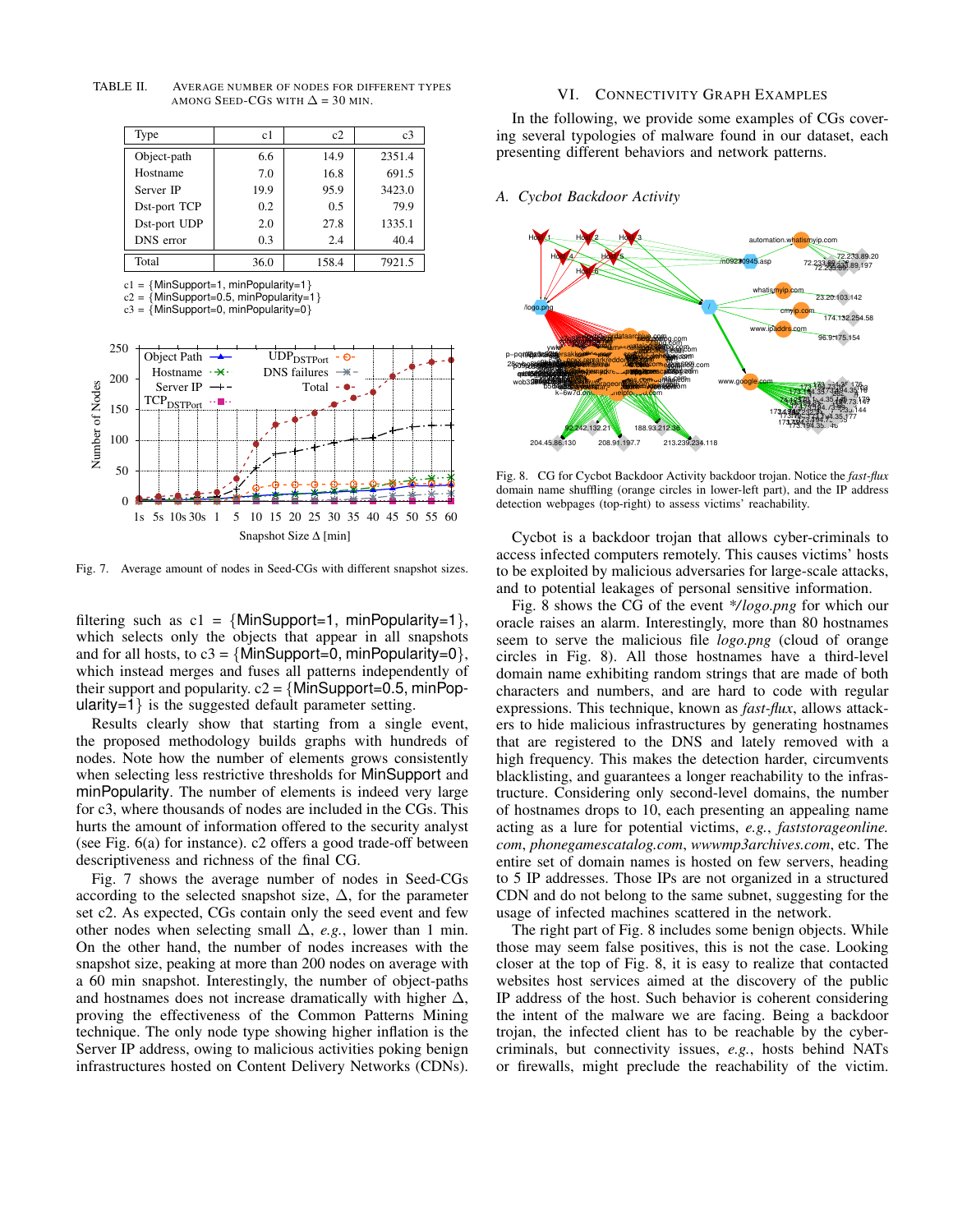TABLE II. AVERAGE NUMBER OF NODES FOR DIFFERENT TYPES AMONG SEED-CGS WITH $\Delta$ = 30 MIN.

| Type | c1 | c2 | c3 |
|---|---|---|---|
| Object-path | 6.6 | 14.9 | 2351.4 |
| Hostname | 7.0 | 16.8 | 691.5 |
| Server IP | 19.9 | 95.9 | 3423.0 |
| Dst-port TCP | 0.2 | 0.5 | 79.9 |
| Dst-port UDP | 2.0 | 27.8 | 1335.1 |
| DNS error | 0.3 | 2.4 | 40.4 |
| Total | 36.0 | 158.4 | 7921.5 |

c1 = {MinSupport=1, minPopularity=1}
c2 = {MinSupport=0.5, minPopularity=1}
c3 = {MinSupport=0, minPopularity=0}

Fig. 7. Average amount of nodes in Seed-CGs with different snapshot sizes.

filtering such as c1 = {MinSupport=1, minPopularity=1}, which selects only the objects that appear in all snapshots and for all hosts, to c3 = {MinSupport=0, minPopularity=0}, which instead merges and fuses all patterns independently of their support and popularity. c2 = {MinSupport=0.5, minPopularity=1} is the suggested default parameter setting.

Results clearly show that starting from a single event, the proposed methodology builds graphs with hundreds of nodes. Note how the number of elements grows consistently when selecting less restrictive thresholds for MinSupport and minPopularity. The number of elements is indeed very large for c3, where thousands of nodes are included in the CGs. This hurts the amount of information offered to the security analyst (see Fig. 6(a) for instance). c2 offers a good trade-off between descriptiveness and richness of the final CG.

Fig. 7 shows the average number of nodes in Seed-CGs according to the selected snapshot size, $\Delta$, for the parameter set c2. As expected, CGs contain only the seed event and few other nodes when selecting small $\Delta$, *e.g.*, lower than 1 min. On the other hand, the number of nodes increases with the snapshot size, peaking at more than 200 nodes on average with a 60 min snapshot. Interestingly, the number of object-paths and hostnames does not increase dramatically with higher $\Delta$, proving the effectiveness of the Common Patterns Mining technique. The only node type showing higher inflation is the Server IP address, owing to malicious activities poking benign infrastructures hosted on Content Delivery Networks (CDNs).

## VI. CONNECTIVITY GRAPH EXAMPLES

In the following, we provide some examples of CGs covering several typologies of malware found in our dataset, each presenting different behaviors and network patterns.

### A. Cycbot Backdoor Activity

Fig. 8. CG for Cycbot Backdoor Activity backdoor trojan. Notice the *fast-flux* domain name shuffling (orange circles in lower-left part), and the IP address detection webpages (top-right) to assess victims' reachability.

Cycbot is a backdoor trojan that allows cyber-criminals to access infected computers remotely. This causes victims' hosts to be exploited by malicious adversaries for large-scale attacks, and to potential leakages of personal sensitive information.

Fig. 8 shows the CG of the event */logo.png* for which our oracle raises an alarm. Interestingly, more than 80 hostnames seem to serve the malicious file *logo.png* (cloud of orange circles in Fig. 8). All those hostnames have a third-level domain name exhibiting random strings that are made of both characters and numbers, and are hard to code with regular expressions. This technique, known as *fast-flux*, allows attackers to hide malicious infrastructures by generating hostnames that are registered to the DNS and lately removed with a high frequency. This makes the detection harder, circumvents blacklisting, and guarantees a longer reachability to the infrastructure. Considering only second-level domains, the number of hostnames drops to 10, each presenting an appealing name acting as a lure for potential victims, *e.g.*, *faststorageonline.com*, *phonegamescatalog.com*, *wwwmp3archives.com*, etc. The entire set of domain names is hosted on few servers, heading to 5 IP addresses. Those IPs are not organized in a structured CDN and do not belong to the same subnet, suggesting for the usage of infected machines scattered in the network.

The right part of Fig. 8 includes some benign objects. While those may seem false positives, this is not the case. Looking closer at the top of Fig. 8, it is easy to realize that contacted websites host services aimed at the discovery of the public IP address of the host. Such behavior is coherent considering the intent of the malware we are facing. Being a backdoor trojan, the infected client has to be reachable by the cyber-criminals, but connectivity issues, *e.g.*, hosts behind NATs or firewalls, might preclude the reachability of the victim.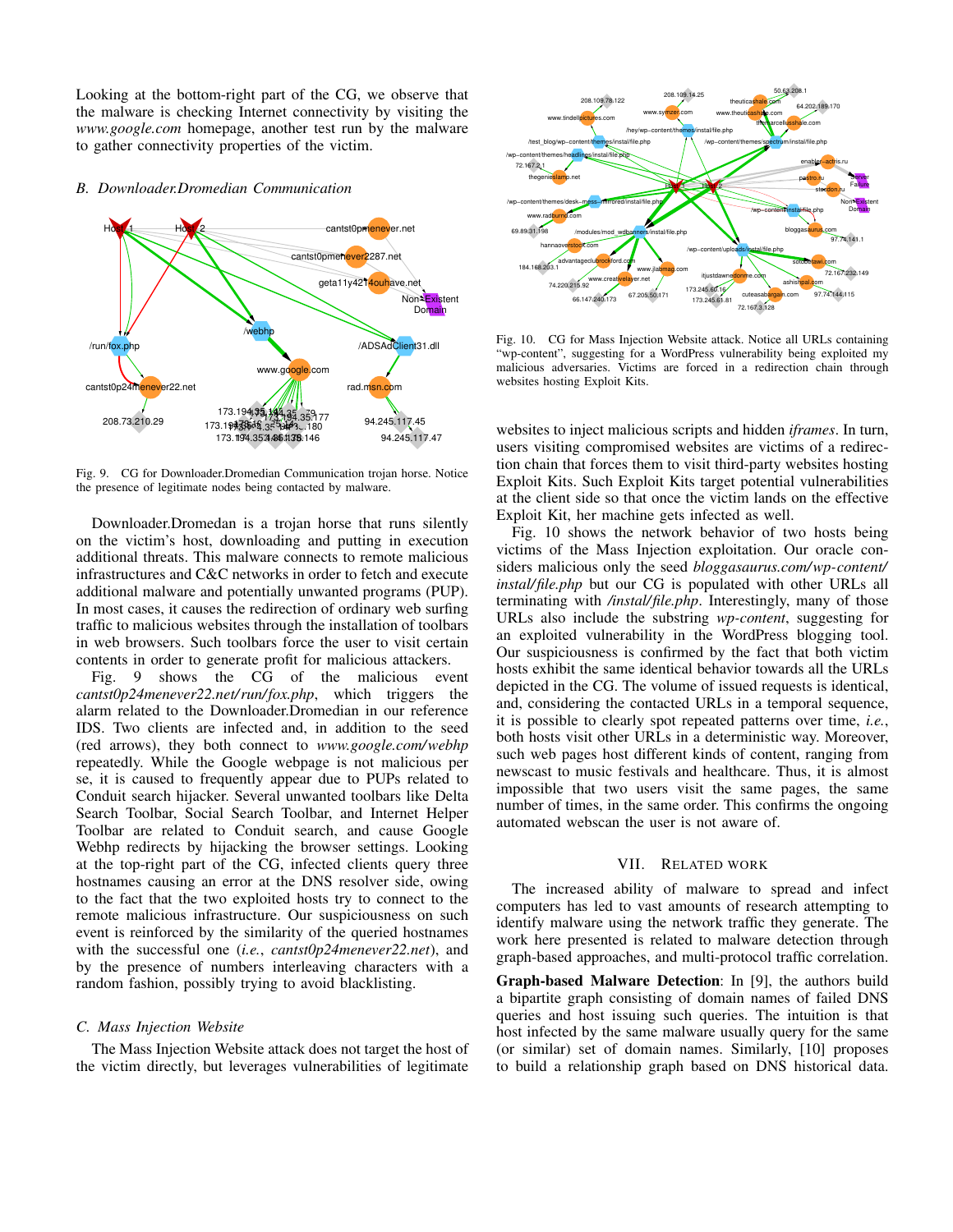Looking at the bottom-right part of the CG, we observe that the malware is checking Internet connectivity by visiting the *www.google.com* homepage, another test run by the malware to gather connectivity properties of the victim.

### B. Downloader.Dromedian Communication

Fig. 9. CG for Downloader.Dromedian Communication trojan horse. Notice the presence of legitimate nodes being contacted by malware.

Downloader.Dromedan is a trojan horse that runs silently on the victim's host, downloading and putting in execution additional threats. This malware connects to remote malicious infrastructures and C&C networks in order to fetch and execute additional malware and potentially unwanted programs (PUP). In most cases, it causes the redirection of ordinary web surfing traffic to malicious websites through the installation of toolbars in web browsers. Such toolbars force the user to visit certain contents in order to generate profit for malicious attackers.

Fig. 9 shows the CG of the malicious event *cantst0p24menever22.net/run/fox.php*, which triggers the alarm related to the Downloader.Dromedian in our reference IDS. Two clients are infected and, in addition to the seed (red arrows), they both connect to *www.google.com/webhp* repeatedly. While the Google webpage is not malicious per se, it is caused to frequently appear due to PUPs related to Conduit search hijacker. Several unwanted toolbars like Delta Search Toolbar, Social Search Toolbar, and Internet Helper Toolbar are related to Conduit search, and cause Google Webhp redirects by hijacking the browser settings. Looking at the top-right part of the CG, infected clients query three hostnames causing an error at the DNS resolver side, owing to the fact that the two exploited hosts try to connect to the remote malicious infrastructure. Our suspiciousness on such event is reinforced by the similarity of the queried hostnames with the successful one (*i.e.*, *cantst0p24menever22.net*), and by the presence of numbers interleaving characters with a random fashion, possibly trying to avoid blacklisting.

### C. Mass Injection Website

The Mass Injection Website attack does not target the host of the victim directly, but leverages vulnerabilities of legitimate websites to inject malicious scripts and hidden *iframes*. In turn, users visiting compromised websites are victims of a redirection chain that forces them to visit third-party websites hosting Exploit Kits. Such Exploit Kits target potential vulnerabilities at the client side so that once the victim lands on the effective Exploit Kit, her machine gets infected as well.

Fig. 10. CG for Mass Injection Website attack. Notice all URLs containing "wp-content", suggesting for a WordPress vulnerability being exploited my malicious adversaries. Victims are forced in a redirection chain through websites hosting Exploit Kits.

Fig. 10 shows the network behavior of two hosts being victims of the Mass Injection exploitation. Our oracle considers malicious only the seed *bloggasaurus.com/wp-content/instal/file.php* but our CG is populated with other URLs all terminating with */instal/file.php*. Interestingly, many of those URLs also include the substring *wp-content*, suggesting for an exploited vulnerability in the WordPress blogging tool. Our suspiciousness is confirmed by the fact that both victim hosts exhibit the same identical behavior towards all the URLs depicted in the CG. The volume of issued requests is identical, and, considering the contacted URLs in a temporal sequence, it is possible to clearly spot repeated patterns over time, *i.e.*, both hosts visit other URLs in a deterministic way. Moreover, such web pages host different kinds of content, ranging from newscast to music festivals and healthcare. Thus, it is almost impossible that two users visit the same pages, the same number of times, in the same order. This confirms the ongoing automated webscan the user is not aware of.

## VII. Related Work

The increased ability of malware to spread and infect computers has led to vast amounts of research attempting to identify malware using the network traffic they generate. The work here presented is related to malware detection through graph-based approaches, and multi-protocol traffic correlation.

**Graph-based Malware Detection**: In [9], the authors build a bipartite graph consisting of domain names of failed DNS queries and host issuing such queries. The intuition is that host infected by the same malware usually query for the same (or similar) set of domain names. Similarly, [10] proposes to build a relationship graph based on DNS historical data.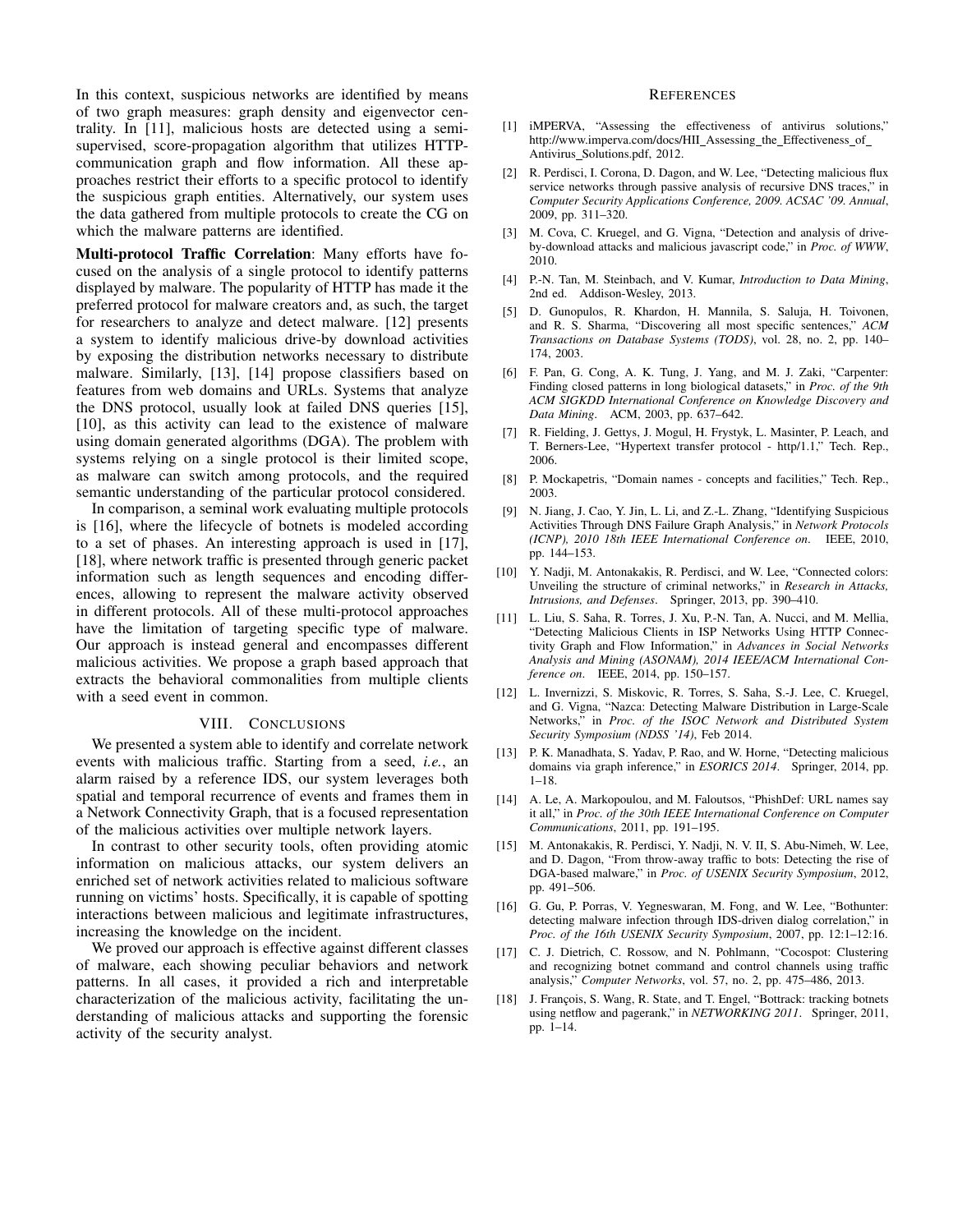In this context, suspicious networks are identified by means of two graph measures: graph density and eigenvector centrality. In [11], malicious hosts are detected using a semi-supervised, score-propagation algorithm that utilizes HTTP-communication graph and flow information. All these approaches restrict their efforts to a specific protocol to identify the suspicious graph entities. Alternatively, our system uses the data gathered from multiple protocols to create the CG on which the malware patterns are identified.

**Multi-protocol Traffic Correlation**: Many efforts have focused on the analysis of a single protocol to identify patterns displayed by malware. The popularity of HTTP has made it the preferred protocol for malware creators and, as such, the target for researchers to analyze and detect malware. [12] presents a system to identify malicious drive-by download activities by exposing the distribution networks necessary to distribute malware. Similarly, [13], [14] propose classifiers based on features from web domains and URLs. Systems that analyze the DNS protocol, usually look at failed DNS queries [15], [10], as this activity can lead to the existence of malware using domain generated algorithms (DGA). The problem with systems relying on a single protocol is their limited scope, as malware can switch among protocols, and the required semantic understanding of the particular protocol considered.

In comparison, a seminal work evaluating multiple protocols is [16], where the lifecycle of botnets is modeled according to a set of phases. An interesting approach is used in [17], [18], where network traffic is presented through generic packet information such as length sequences and encoding differences, allowing to represent the malware activity observed in different protocols. All of these multi-protocol approaches have the limitation of targeting specific type of malware. Our approach is instead general and encompasses different malicious activities. We propose a graph based approach that extracts the behavioral commonalities from multiple clients with a seed event in common.

## VIII. Conclusions

We presented a system able to identify and correlate network events with malicious traffic. Starting from a seed, *i.e.*, an alarm raised by a reference IDS, our system leverages both spatial and temporal recurrence of events and frames them in a Network Connectivity Graph, that is a focused representation of the malicious activities over multiple network layers.

In contrast to other security tools, often providing atomic information on malicious attacks, our system delivers an enriched set of network activities related to malicious software running on victims' hosts. Specifically, it is capable of spotting interactions between malicious and legitimate infrastructures, increasing the knowledge on the incident.

We proved our approach is effective against different classes of malware, each showing peculiar behaviors and network patterns. In all cases, it provided a rich and interpretable characterization of the malicious activity, facilitating the understanding of malicious attacks and supporting the forensic activity of the security analyst.

## References

[1] iMPERVA, "Assessing the effectiveness of antivirus solutions," http://www.imperva.com/docs/HII_Assessing_the_Effectiveness_of_Antivirus_Solutions.pdf, 2012.

[2] R. Perdisci, I. Corona, D. Dagon, and W. Lee, "Detecting malicious flux service networks through passive analysis of recursive DNS traces," in *Computer Security Applications Conference, 2009. ACSAC '09. Annual*, 2009, pp. 311–320.

[3] M. Cova, C. Kruegel, and G. Vigna, "Detection and analysis of drive-by-download attacks and malicious javascript code," in *Proc. of WWW*, 2010.

[4] P.-N. Tan, M. Steinbach, and V. Kumar, *Introduction to Data Mining*, 2nd ed. Addison-Wesley, 2013.

[5] D. Gunopulos, R. Khardon, H. Mannila, S. Saluja, H. Toivonen, and R. S. Sharma, "Discovering all most specific sentences," *ACM Transactions on Database Systems (TODS)*, vol. 28, no. 2, pp. 140–174, 2003.

[6] F. Pan, G. Cong, A. K. Tung, J. Yang, and M. J. Zaki, "Carpenter: Finding closed patterns in long biological datasets," in *Proc. of the 9th ACM SIGKDD International Conference on Knowledge Discovery and Data Mining*. ACM, 2003, pp. 637–642.

[7] R. Fielding, J. Gettys, J. Mogul, H. Frystyk, L. Masinter, P. Leach, and T. Berners-Lee, "Hypertext transfer protocol - http/1.1," Tech. Rep., 2006.

[8] P. Mockapetris, "Domain names - concepts and facilities," Tech. Rep., 2003.

[9] N. Jiang, J. Cao, Y. Jin, L. Li, and Z.-L. Zhang, "Identifying Suspicious Activities Through DNS Failure Graph Analysis," in *Network Protocols (ICNP), 2010 18th IEEE International Conference on*. IEEE, 2010, pp. 144–153.

[10] Y. Nadji, M. Antonakakis, R. Perdisci, and W. Lee, "Connected colors: Unveiling the structure of criminal networks," in *Research in Attacks, Intrusions, and Defenses*. Springer, 2013, pp. 390–410.

[11] L. Liu, S. Saha, R. Torres, J. Xu, P.-N. Tan, A. Nucci, and M. Mellia, "Detecting Malicious Clients in ISP Networks Using HTTP Connectivity Graph and Flow Information," in *Advances in Social Networks Analysis and Mining (ASONAM), 2014 IEEE/ACM International Conference on*. IEEE, 2014, pp. 150–157.

[12] L. Invernizzi, S. Miskovic, R. Torres, S. Saha, S.-J. Lee, C. Kruegel, and G. Vigna, "Nazca: Detecting Malware Distribution in Large-Scale Networks," in *Proc. of the ISOC Network and Distributed System Security Symposium (NDSS '14)*, Feb 2014.

[13] P. K. Manadhata, S. Yadav, P. Rao, and W. Horne, "Detecting malicious domains via graph inference," in *ESORICS 2014*. Springer, 2014, pp. 1–18.

[14] A. Le, A. Markopoulou, and M. Faloutsos, "PhishDef: URL names say it all," in *Proc. of the 30th IEEE International Conference on Computer Communications*, 2011, pp. 191–195.

[15] M. Antonakakis, R. Perdisci, Y. Nadji, N. V. II, S. Abu-Nimeh, W. Lee, and D. Dagon, "From throw-away traffic to bots: Detecting the rise of DGA-based malware," in *Proc. of USENIX Security Symposium*, 2012, pp. 491–506.

[16] G. Gu, P. Porras, V. Yegneswaran, M. Fong, and W. Lee, "Bothunter: detecting malware infection through IDS-driven dialog correlation," in *Proc. of the 16th USENIX Security Symposium*, 2007, pp. 12:1–12:16.

[17] C. J. Dietrich, C. Rossow, and N. Pohlmann, "Cocospot: Clustering and recognizing botnet command and control channels using traffic analysis," *Computer Networks*, vol. 57, no. 2, pp. 475–486, 2013.

[18] J. François, S. Wang, R. State, and T. Engel, "Bottrack: tracking botnets using netflow and pagerank," in *NETWORKING 2011*. Springer, 2011, pp. 1–14.